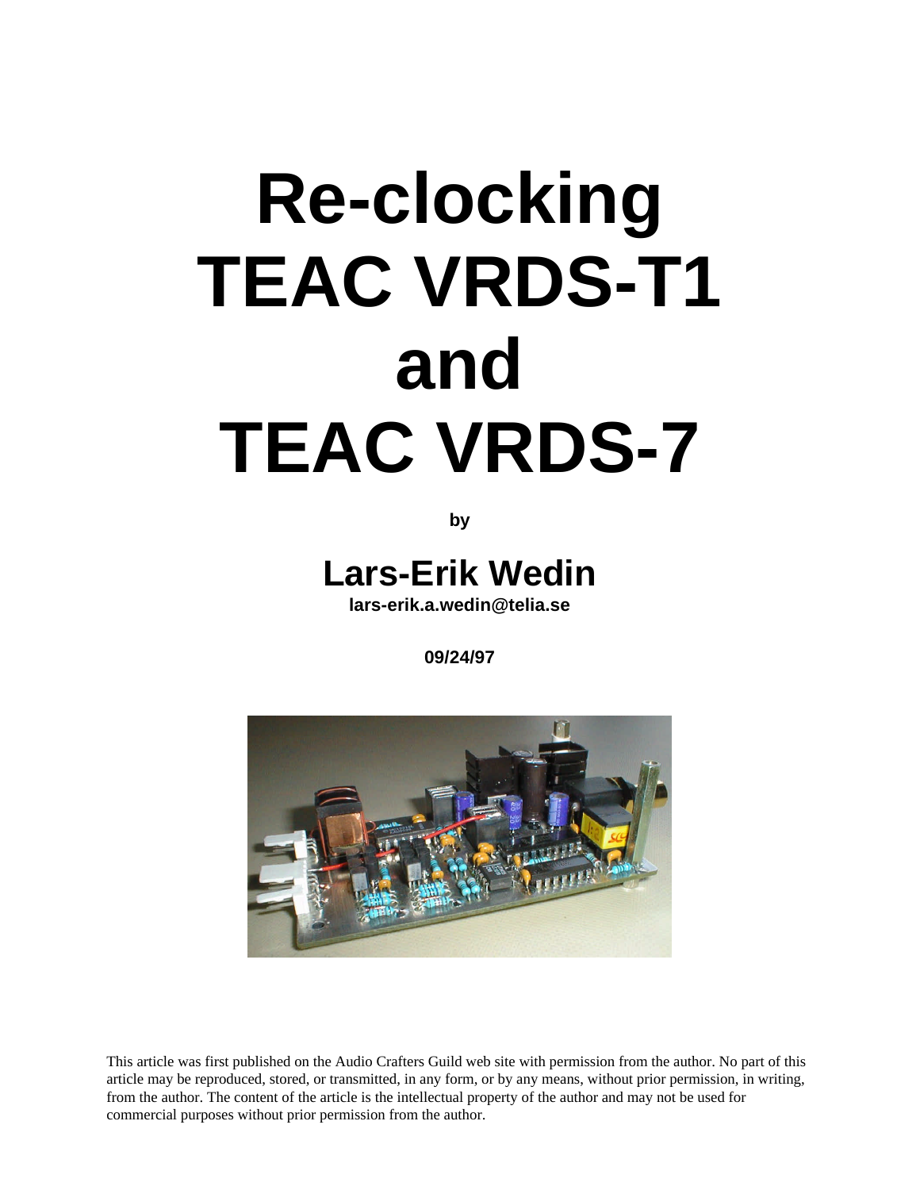# Re-clocking TEAC VRDS-T1 and TEAC VRDS-7

**by**

## Lars-Erik Wedin

**lars-erik.a.wedin@telia.se**

**09/24/97**

This article was first published on the Audio Crafters Guild web site with permission from the author. No part of this article may be reproduced, stored, or transmitted, in any form, or by any means, without prior permission, in writing, from the author. The content of the article is the intellectual property of the author and may not be used for commercial purposes without prior permission from the author.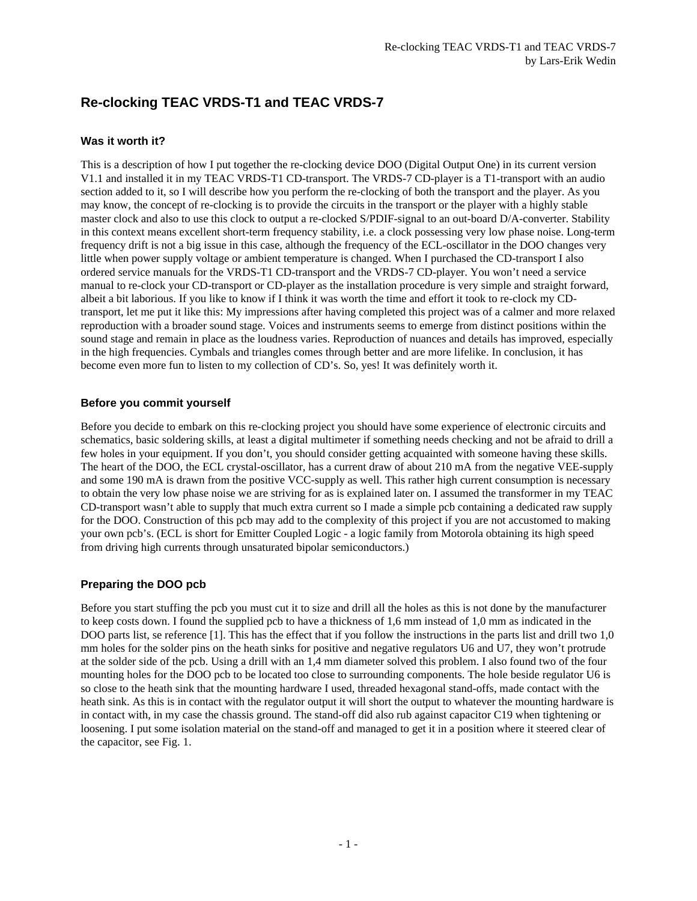# Re-clocking TEAC VRDS-T1 and TEAC VRDS-7

## Was it worth it?

This is a description of how I put together the re-clocking device DOO (Digital Output One) in its current version V1.1 and installed it in my TEAC VRDS-T1 CD-transport. The VRDS-7 CD-player is a T1-transport with an audio section added to it, so I will describe how you perform the re-clocking of both the transport and the player. As you may know, the concept of re-clocking is to provide the circuits in the transport or the player with a highly stable master clock and also to use this clock to output a re-clocked S/PDIF-signal to an out-board D/A-converter. Stability in this context means excellent short-term frequency stability, i.e. a clock possessing very low phase noise. Long-term frequency drift is not a big issue in this case, although the frequency of the ECL-oscillator in the DOO changes very little when power supply voltage or ambient temperature is changed. When I purchased the CD-transport I also ordered service manuals for the VRDS-T1 CD-transport and the VRDS-7 CD-player. You won't need a service manual to re-clock your CD-transport or CD-player as the installation procedure is very simple and straight forward, albeit a bit laborious. If you like to know if I think it was worth the time and effort it took to re-clock my CD-transport, let me put it like this: My impressions after having completed this project was of a calmer and more relaxed reproduction with a broader sound stage. Voices and instruments seems to emerge from distinct positions within the sound stage and remain in place as the loudness varies. Reproduction of nuances and details has improved, especially in the high frequencies. Cymbals and triangles comes through better and are more lifelike. In conclusion, it has become even more fun to listen to my collection of CD's. So, yes! It was definitely worth it.

## Before you commit yourself

Before you decide to embark on this re-clocking project you should have some experience of electronic circuits and schematics, basic soldering skills, at least a digital multimeter if something needs checking and not be afraid to drill a few holes in your equipment. If you don't, you should consider getting acquainted with someone having these skills. The heart of the DOO, the ECL crystal-oscillator, has a current draw of about 210 mA from the negative VEE-supply and some 190 mA is drawn from the positive VCC-supply as well. This rather high current consumption is necessary to obtain the very low phase noise we are striving for as is explained later on. I assumed the transformer in my TEAC CD-transport wasn't able to supply that much extra current so I made a simple pcb containing a dedicated raw supply for the DOO. Construction of this pcb may add to the complexity of this project if you are not accustomed to making your own pcb's. (ECL is short for Emitter Coupled Logic - a logic family from Motorola obtaining its high speed from driving high currents through unsaturated bipolar semiconductors.)

## Preparing the DOO pcb

Before you start stuffing the pcb you must cut it to size and drill all the holes as this is not done by the manufacturer to keep costs down. I found the supplied pcb to have a thickness of 1,6 mm instead of 1,0 mm as indicated in the DOO parts list, se reference [1]. This has the effect that if you follow the instructions in the parts list and drill two 1,0 mm holes for the solder pins on the heath sinks for positive and negative regulators U6 and U7, they won't protrude at the solder side of the pcb. Using a drill with an 1,4 mm diameter solved this problem. I also found two of the four mounting holes for the DOO pcb to be located too close to surrounding components. The hole beside regulator U6 is so close to the heath sink that the mounting hardware I used, threaded hexagonal stand-offs, made contact with the heath sink. As this is in contact with the regulator output it will short the output to whatever the mounting hardware is in contact with, in my case the chassis ground. The stand-off did also rub against capacitor C19 when tightening or loosening. I put some isolation material on the stand-off and managed to get it in a position where it steered clear of the capacitor, see Fig. 1.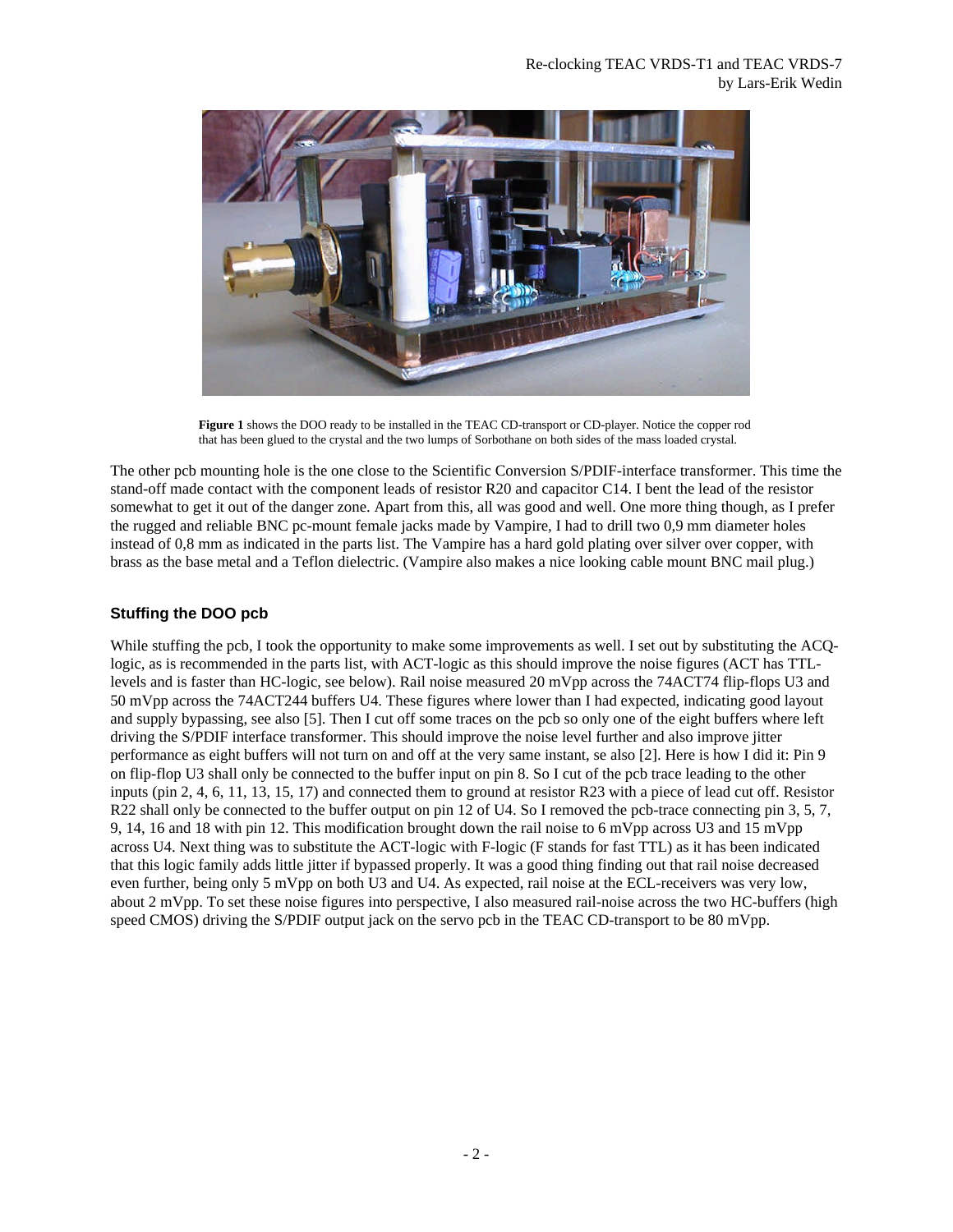**Figure 1** shows the DOO ready to be installed in the TEAC CD-transport or CD-player. Notice the copper rod that has been glued to the crystal and the two lumps of Sorbothane on both sides of the mass loaded crystal.

The other pcb mounting hole is the one close to the Scientific Conversion S/PDIF-interface transformer. This time the stand-off made contact with the component leads of resistor R20 and capacitor C14. I bent the lead of the resistor somewhat to get it out of the danger zone. Apart from this, all was good and well. One more thing though, as I prefer the rugged and reliable BNC pc-mount female jacks made by Vampire, I had to drill two 0,9 mm diameter holes instead of 0,8 mm as indicated in the parts list. The Vampire has a hard gold plating over silver over copper, with brass as the base metal and a Teflon dielectric. (Vampire also makes a nice looking cable mount BNC mail plug.)

### Stuffing the DOO pcb

While stuffing the pcb, I took the opportunity to make some improvements as well. I set out by substituting the ACQ-logic, as is recommended in the parts list, with ACT-logic as this should improve the noise figures (ACT has TTL-levels and is faster than HC-logic, see below). Rail noise measured 20 mVpp across the 74ACT74 flip-flops U3 and 50 mVpp across the 74ACT244 buffers U4. These figures where lower than I had expected, indicating good layout and supply bypassing, see also [5]. Then I cut off some traces on the pcb so only one of the eight buffers where left driving the S/PDIF interface transformer. This should improve the noise level further and also improve jitter performance as eight buffers will not turn on and off at the very same instant, se also [2]. Here is how I did it: Pin 9 on flip-flop U3 shall only be connected to the buffer input on pin 8. So I cut of the pcb trace leading to the other inputs (pin 2, 4, 6, 11, 13, 15, 17) and connected them to ground at resistor R23 with a piece of lead cut off. Resistor R22 shall only be connected to the buffer output on pin 12 of U4. So I removed the pcb-trace connecting pin 3, 5, 7, 9, 14, 16 and 18 with pin 12. This modification brought down the rail noise to 6 mVpp across U3 and 15 mVpp across U4. Next thing was to substitute the ACT-logic with F-logic (F stands for fast TTL) as it has been indicated that this logic family adds little jitter if bypassed properly. It was a good thing finding out that rail noise decreased even further, being only 5 mVpp on both U3 and U4. As expected, rail noise at the ECL-receivers was very low, about 2 mVpp. To set these noise figures into perspective, I also measured rail-noise across the two HC-buffers (high speed CMOS) driving the S/PDIF output jack on the servo pcb in the TEAC CD-transport to be 80 mVpp.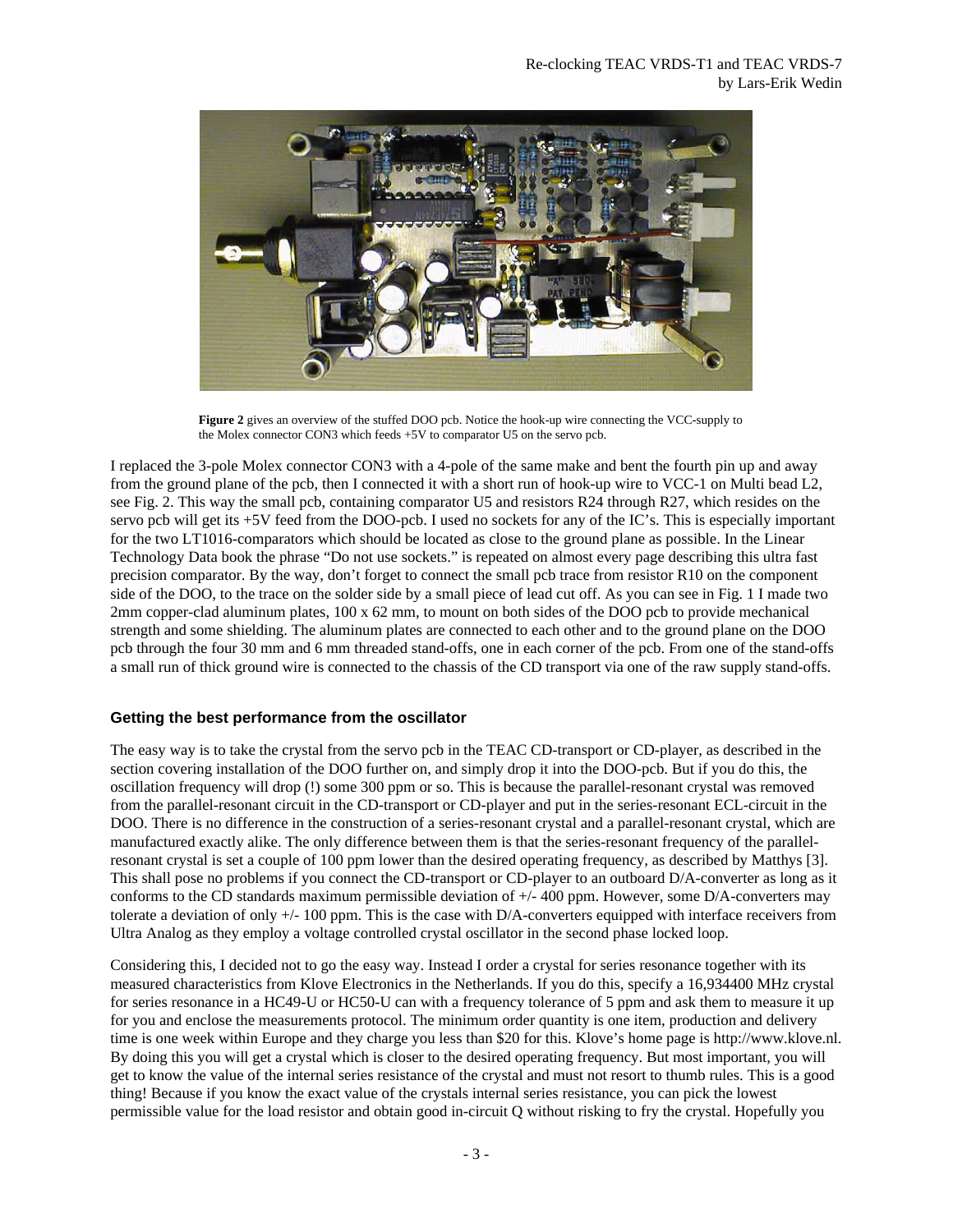**Figure 2** gives an overview of the stuffed DOO pcb. Notice the hook-up wire connecting the VCC-supply to the Molex connector CON3 which feeds +5V to comparator U5 on the servo pcb.

I replaced the 3-pole Molex connector CON3 with a 4-pole of the same make and bent the fourth pin up and away from the ground plane of the pcb, then I connected it with a short run of hook-up wire to VCC-1 on Multi bead L2, see Fig. 2. This way the small pcb, containing comparator U5 and resistors R24 through R27, which resides on the servo pcb will get its +5V feed from the DOO-pcb. I used no sockets for any of the IC's. This is especially important for the two LT1016-comparators which should be located as close to the ground plane as possible. In the Linear Technology Data book the phrase "Do not use sockets." is repeated on almost every page describing this ultra fast precision comparator. By the way, don't forget to connect the small pcb trace from resistor R10 on the component side of the DOO, to the trace on the solder side by a small piece of lead cut off. As you can see in Fig. 1 I made two 2mm copper-clad aluminum plates, 100 x 62 mm, to mount on both sides of the DOO pcb to provide mechanical strength and some shielding. The aluminum plates are connected to each other and to the ground plane on the DOO pcb through the four 30 mm and 6 mm threaded stand-offs, one in each corner of the pcb. From one of the stand-offs a small run of thick ground wire is connected to the chassis of the CD transport via one of the raw supply stand-offs.

### Getting the best performance from the oscillator

The easy way is to take the crystal from the servo pcb in the TEAC CD-transport or CD-player, as described in the section covering installation of the DOO further on, and simply drop it into the DOO-pcb. But if you do this, the oscillation frequency will drop (!) some 300 ppm or so. This is because the parallel-resonant crystal was removed from the parallel-resonant circuit in the CD-transport or CD-player and put in the series-resonant ECL-circuit in the DOO. There is no difference in the construction of a series-resonant crystal and a parallel-resonant crystal, which are manufactured exactly alike. The only difference between them is that the series-resonant frequency of the parallel-resonant crystal is set a couple of 100 ppm lower than the desired operating frequency, as described by Matthys [3]. This shall pose no problems if you connect the CD-transport or CD-player to an outboard D/A-converter as long as it conforms to the CD standards maximum permissible deviation of +/- 400 ppm. However, some D/A-converters may tolerate a deviation of only +/- 100 ppm. This is the case with D/A-converters equipped with interface receivers from Ultra Analog as they employ a voltage controlled crystal oscillator in the second phase locked loop.

Considering this, I decided not to go the easy way. Instead I order a crystal for series resonance together with its measured characteristics from Klove Electronics in the Netherlands. If you do this, specify a 16,934400 MHz crystal for series resonance in a HC49-U or HC50-U can with a frequency tolerance of 5 ppm and ask them to measure it up for you and enclose the measurements protocol. The minimum order quantity is one item, production and delivery time is one week within Europe and they charge you less than $20 for this. Klove's home page is http://www.klove.nl. By doing this you will get a crystal which is closer to the desired operating frequency. But most important, you will get to know the value of the internal series resistance of the crystal and must not resort to thumb rules. This is a good thing! Because if you know the exact value of the crystals internal series resistance, you can pick the lowest permissible value for the load resistor and obtain good in-circuit Q without risking to fry the crystal. Hopefully you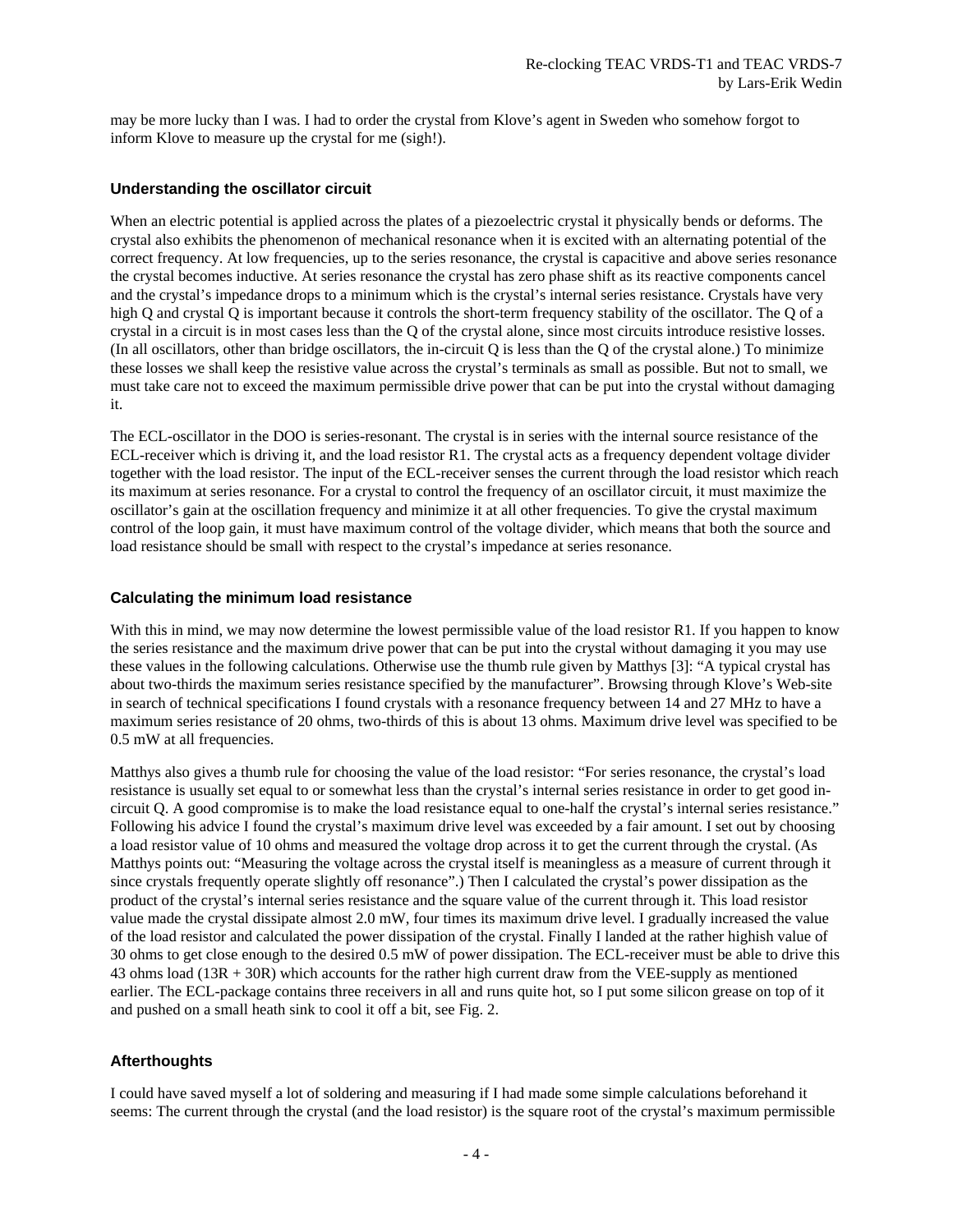may be more lucky than I was. I had to order the crystal from Klove's agent in Sweden who somehow forgot to inform Klove to measure up the crystal for me (sigh!).

### Understanding the oscillator circuit

When an electric potential is applied across the plates of a piezoelectric crystal it physically bends or deforms. The crystal also exhibits the phenomenon of mechanical resonance when it is excited with an alternating potential of the correct frequency. At low frequencies, up to the series resonance, the crystal is capacitive and above series resonance the crystal becomes inductive. At series resonance the crystal has zero phase shift as its reactive components cancel and the crystal's impedance drops to a minimum which is the crystal's internal series resistance. Crystals have very high Q and crystal Q is important because it controls the short-term frequency stability of the oscillator. The Q of a crystal in a circuit is in most cases less than the Q of the crystal alone, since most circuits introduce resistive losses. (In all oscillators, other than bridge oscillators, the in-circuit Q is less than the Q of the crystal alone.) To minimize these losses we shall keep the resistive value across the crystal's terminals as small as possible. But not to small, we must take care not to exceed the maximum permissible drive power that can be put into the crystal without damaging it.

The ECL-oscillator in the DOO is series-resonant. The crystal is in series with the internal source resistance of the ECL-receiver which is driving it, and the load resistor R1. The crystal acts as a frequency dependent voltage divider together with the load resistor. The input of the ECL-receiver senses the current through the load resistor which reach its maximum at series resonance. For a crystal to control the frequency of an oscillator circuit, it must maximize the oscillator's gain at the oscillation frequency and minimize it at all other frequencies. To give the crystal maximum control of the loop gain, it must have maximum control of the voltage divider, which means that both the source and load resistance should be small with respect to the crystal's impedance at series resonance.

### Calculating the minimum load resistance

With this in mind, we may now determine the lowest permissible value of the load resistor R1. If you happen to know the series resistance and the maximum drive power that can be put into the crystal without damaging it you may use these values in the following calculations. Otherwise use the thumb rule given by Matthys [3]: "A typical crystal has about two-thirds the maximum series resistance specified by the manufacturer". Browsing through Klove's Web-site in search of technical specifications I found crystals with a resonance frequency between 14 and 27 MHz to have a maximum series resistance of 20 ohms, two-thirds of this is about 13 ohms. Maximum drive level was specified to be 0.5 mW at all frequencies.

Matthys also gives a thumb rule for choosing the value of the load resistor: "For series resonance, the crystal's load resistance is usually set equal to or somewhat less than the crystal's internal series resistance in order to get good in-circuit Q. A good compromise is to make the load resistance equal to one-half the crystal's internal series resistance." Following his advice I found the crystal's maximum drive level was exceeded by a fair amount. I set out by choosing a load resistor value of 10 ohms and measured the voltage drop across it to get the current through the crystal. (As Matthys points out: "Measuring the voltage across the crystal itself is meaningless as a measure of current through it since crystals frequently operate slightly off resonance".) Then I calculated the crystal's power dissipation as the product of the crystal's internal series resistance and the square value of the current through it. This load resistor value made the crystal dissipate almost 2.0 mW, four times its maximum drive level. I gradually increased the value of the load resistor and calculated the power dissipation of the crystal. Finally I landed at the rather highish value of 30 ohms to get close enough to the desired 0.5 mW of power dissipation. The ECL-receiver must be able to drive this 43 ohms load (13R + 30R) which accounts for the rather high current draw from the VEE-supply as mentioned earlier. The ECL-package contains three receivers in all and runs quite hot, so I put some silicon grease on top of it and pushed on a small heath sink to cool it off a bit, see Fig. 2.

### Afterthoughts

I could have saved myself a lot of soldering and measuring if I had made some simple calculations beforehand it seems: The current through the crystal (and the load resistor) is the square root of the crystal's maximum permissible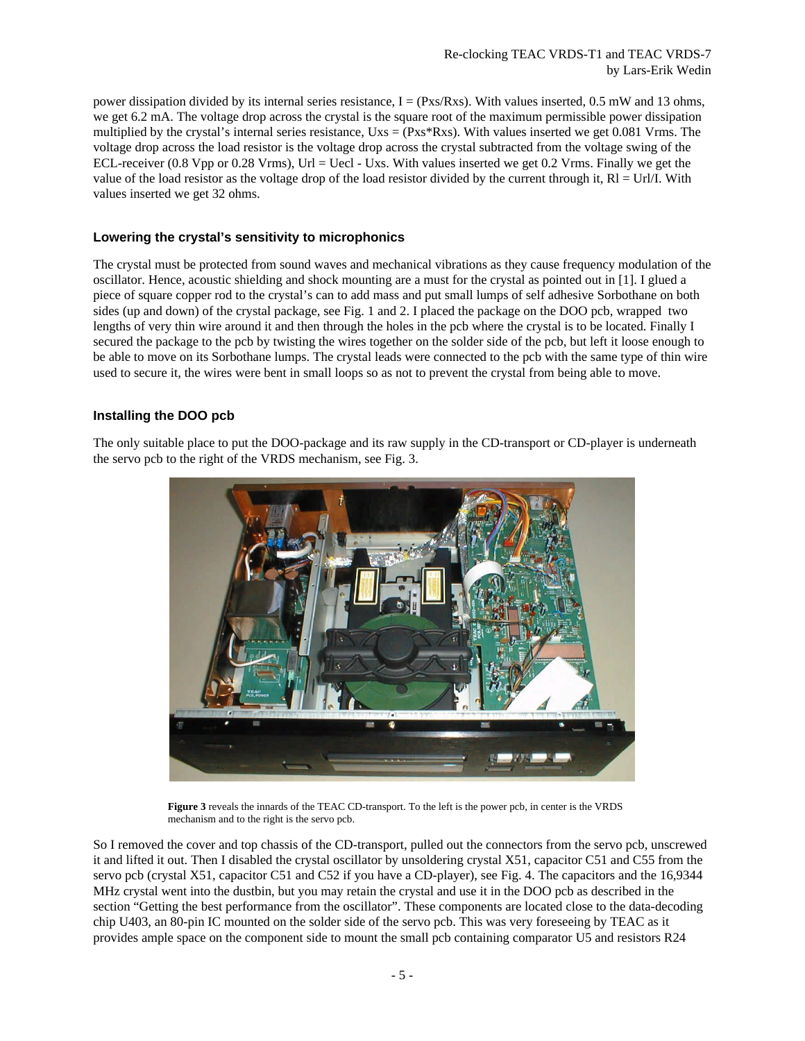power dissipation divided by its internal series resistance, I = (Pxs/Rxs). With values inserted, 0.5 mW and 13 ohms, we get 6.2 mA. The voltage drop across the crystal is the square root of the maximum permissible power dissipation multiplied by the crystal's internal series resistance, Uxs = (Pxs*Rxs). With values inserted we get 0.081 Vrms. The voltage drop across the load resistor is the voltage drop across the crystal subtracted from the voltage swing of the ECL-receiver (0.8 Vpp or 0.28 Vrms), Url = Uecl - Uxs. With values inserted we get 0.2 Vrms. Finally we get the value of the load resistor as the voltage drop of the load resistor divided by the current through it, Rl = Url/I. With values inserted we get 32 ohms.

### Lowering the crystal's sensitivity to microphonics

The crystal must be protected from sound waves and mechanical vibrations as they cause frequency modulation of the oscillator. Hence, acoustic shielding and shock mounting are a must for the crystal as pointed out in [1]. I glued a piece of square copper rod to the crystal's can to add mass and put small lumps of self adhesive Sorbothane on both sides (up and down) of the crystal package, see Fig. 1 and 2. I placed the package on the DOO pcb, wrapped two lengths of very thin wire around it and then through the holes in the pcb where the crystal is to be located. Finally I secured the package to the pcb by twisting the wires together on the solder side of the pcb, but left it loose enough to be able to move on its Sorbothane lumps. The crystal leads were connected to the pcb with the same type of thin wire used to secure it, the wires were bent in small loops so as not to prevent the crystal from being able to move.

### Installing the DOO pcb

The only suitable place to put the DOO-package and its raw supply in the CD-transport or CD-player is underneath the servo pcb to the right of the VRDS mechanism, see Fig. 3.

**Figure 3** reveals the innards of the TEAC CD-transport. To the left is the power pcb, in center is the VRDS mechanism and to the right is the servo pcb.

So I removed the cover and top chassis of the CD-transport, pulled out the connectors from the servo pcb, unscrewed it and lifted it out. Then I disabled the crystal oscillator by unsoldering crystal X51, capacitor C51 and C55 from the servo pcb (crystal X51, capacitor C51 and C52 if you have a CD-player), see Fig. 4. The capacitors and the 16,9344 MHz crystal went into the dustbin, but you may retain the crystal and use it in the DOO pcb as described in the section "Getting the best performance from the oscillator". These components are located close to the data-decoding chip U403, an 80-pin IC mounted on the solder side of the servo pcb. This was very foreseeing by TEAC as it provides ample space on the component side to mount the small pcb containing comparator U5 and resistors R24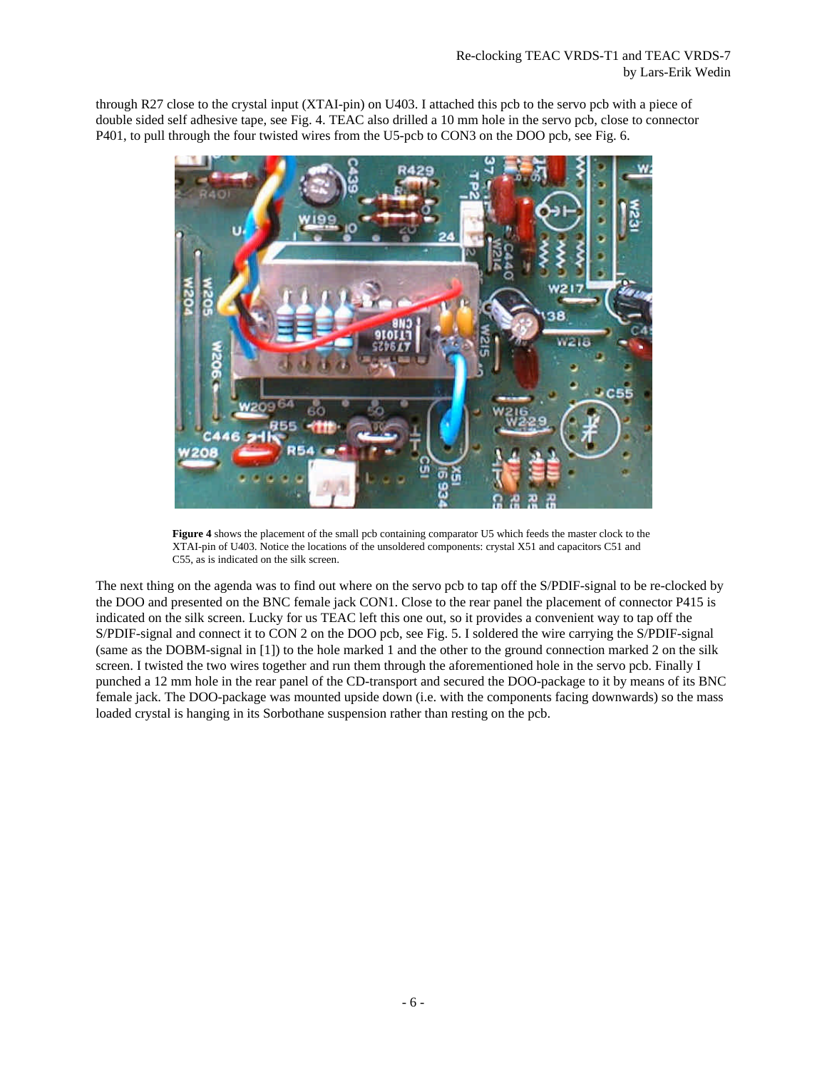through R27 close to the crystal input (XTAI-pin) on U403. I attached this pcb to the servo pcb with a piece of double sided self adhesive tape, see Fig. 4. TEAC also drilled a 10 mm hole in the servo pcb, close to connector P401, to pull through the four twisted wires from the U5-pcb to CON3 on the DOO pcb, see Fig. 6.

**Figure 4** shows the placement of the small pcb containing comparator U5 which feeds the master clock to the XTAI-pin of U403. Notice the locations of the unsoldered components: crystal X51 and capacitors C51 and C55, as is indicated on the silk screen.

The next thing on the agenda was to find out where on the servo pcb to tap off the S/PDIF-signal to be re-clocked by the DOO and presented on the BNC female jack CON1. Close to the rear panel the placement of connector P415 is indicated on the silk screen. Lucky for us TEAC left this one out, so it provides a convenient way to tap off the S/PDIF-signal and connect it to CON 2 on the DOO pcb, see Fig. 5. I soldered the wire carrying the S/PDIF-signal (same as the DOBM-signal in [1]) to the hole marked 1 and the other to the ground connection marked 2 on the silk screen. I twisted the two wires together and run them through the aforementioned hole in the servo pcb. Finally I punched a 12 mm hole in the rear panel of the CD-transport and secured the DOO-package to it by means of its BNC female jack. The DOO-package was mounted upside down (i.e. with the components facing downwards) so the mass loaded crystal is hanging in its Sorbothane suspension rather than resting on the pcb.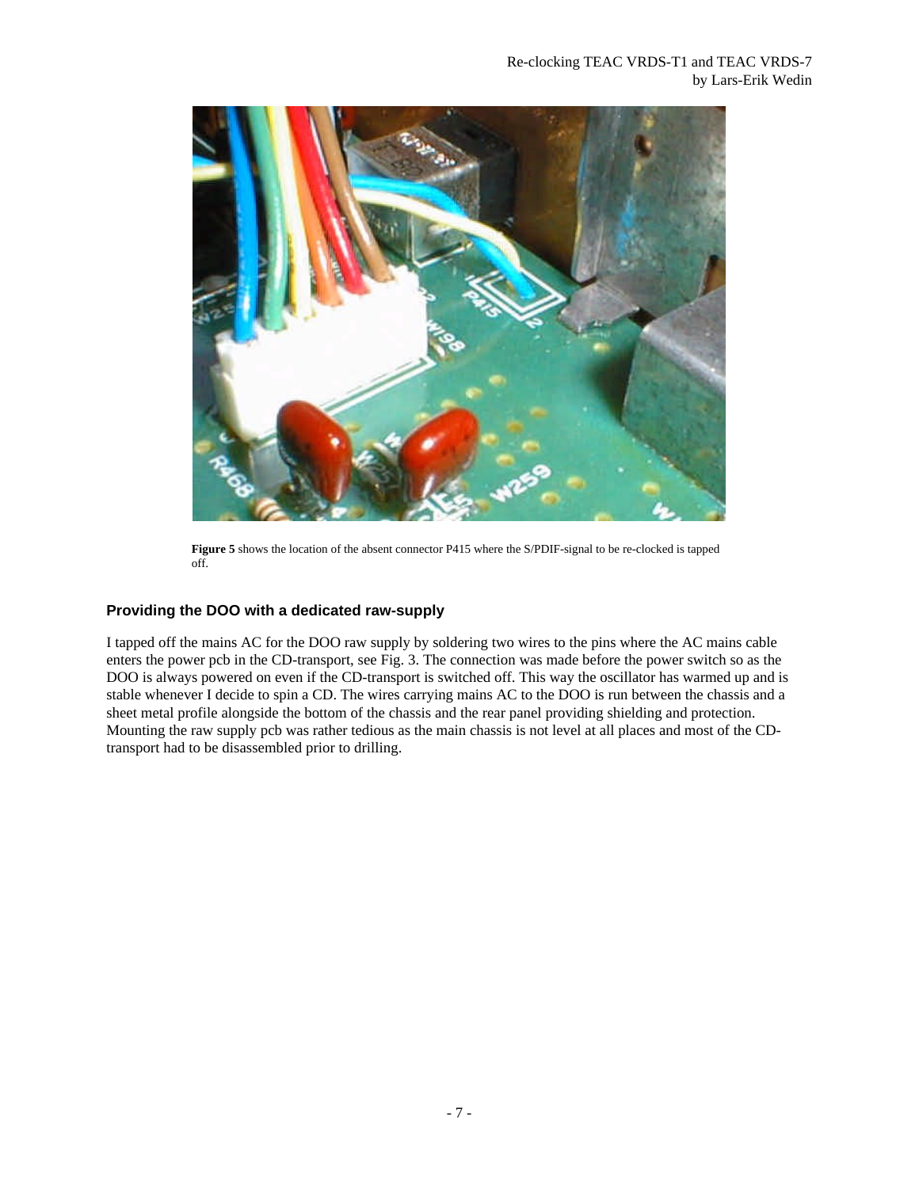**Figure 5** shows the location of the absent connector P415 where the S/PDIF-signal to be re-clocked is tapped off.

### Providing the DOO with a dedicated raw-supply

I tapped off the mains AC for the DOO raw supply by soldering two wires to the pins where the AC mains cable enters the power pcb in the CD-transport, see Fig. 3. The connection was made before the power switch so as the DOO is always powered on even if the CD-transport is switched off. This way the oscillator has warmed up and is stable whenever I decide to spin a CD. The wires carrying mains AC to the DOO is run between the chassis and a sheet metal profile alongside the bottom of the chassis and the rear panel providing shielding and protection. Mounting the raw supply pcb was rather tedious as the main chassis is not level at all places and most of the CD-transport had to be disassembled prior to drilling.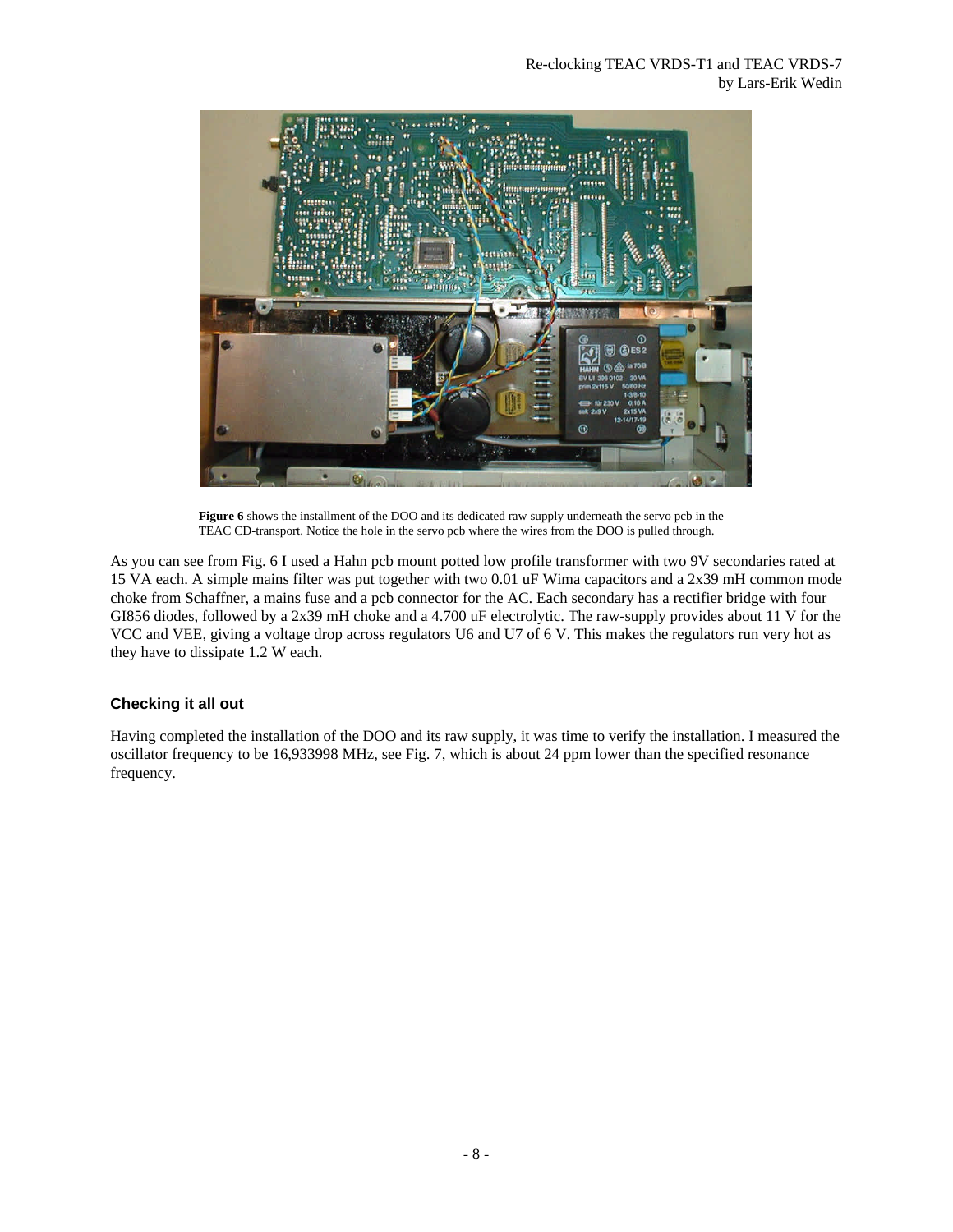**Figure 6** shows the installment of the DOO and its dedicated raw supply underneath the servo pcb in the TEAC CD-transport. Notice the hole in the servo pcb where the wires from the DOO is pulled through.

As you can see from Fig. 6 I used a Hahn pcb mount potted low profile transformer with two 9V secondaries rated at 15 VA each. A simple mains filter was put together with two 0.01 uF Wima capacitors and a 2x39 mH common mode choke from Schaffner, a mains fuse and a pcb connector for the AC. Each secondary has a rectifier bridge with four GI856 diodes, followed by a 2x39 mH choke and a 4.700 uF electrolytic. The raw-supply provides about 11 V for the VCC and VEE, giving a voltage drop across regulators U6 and U7 of 6 V. This makes the regulators run very hot as they have to dissipate 1.2 W each.

### Checking it all out

Having completed the installation of the DOO and its raw supply, it was time to verify the installation. I measured the oscillator frequency to be 16,933998 MHz, see Fig. 7, which is about 24 ppm lower than the specified resonance frequency.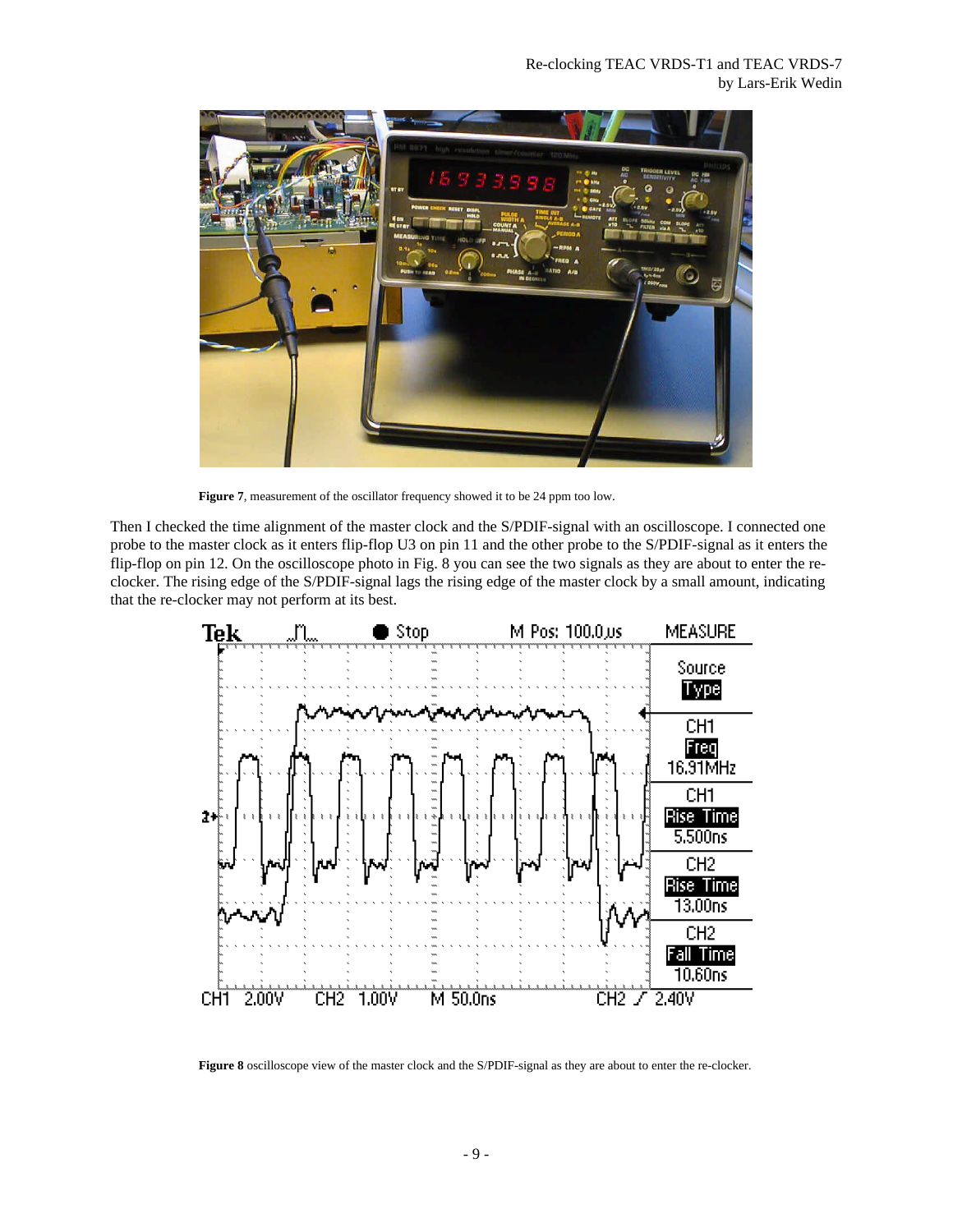**Figure 7**, measurement of the oscillator frequency showed it to be 24 ppm too low.

Then I checked the time alignment of the master clock and the S/PDIF-signal with an oscilloscope. I connected one probe to the master clock as it enters flip-flop U3 on pin 11 and the other probe to the S/PDIF-signal as it enters the flip-flop on pin 12. On the oscilloscope photo in Fig. 8 you can see the two signals as they are about to enter the re-clocker. The rising edge of the S/PDIF-signal lags the rising edge of the master clock by a small amount, indicating that the re-clocker may not perform at its best.

**Figure 8** oscilloscope view of the master clock and the S/PDIF-signal as they are about to enter the re-clocker.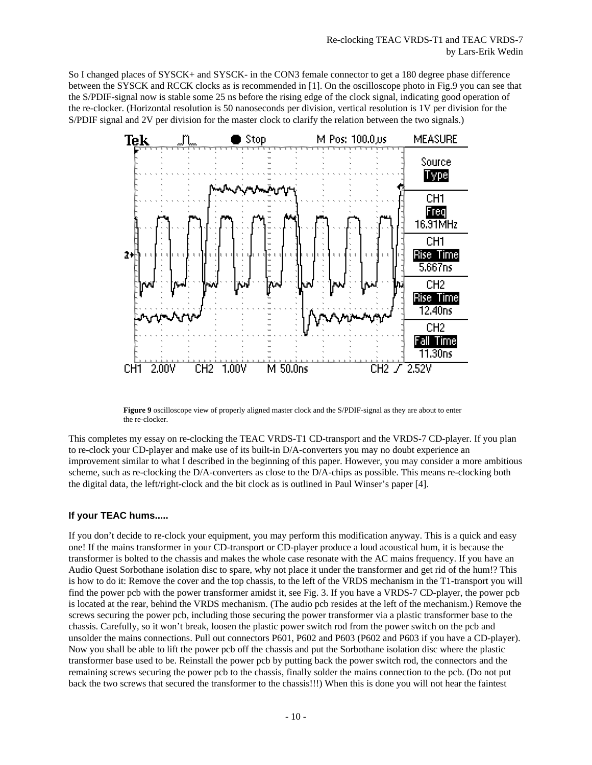So I changed places of SYSCK+ and SYSCK- in the CON3 female connector to get a 180 degree phase difference between the SYSCK and RCCK clocks as is recommended in [1]. On the oscilloscope photo in Fig.9 you can see that the S/PDIF-signal now is stable some 25 ns before the rising edge of the clock signal, indicating good operation of the re-clocker. (Horizontal resolution is 50 nanoseconds per division, vertical resolution is 1V per division for the S/PDIF signal and 2V per division for the master clock to clarify the relation between the two signals.)

**Figure 9** oscilloscope view of properly aligned master clock and the S/PDIF-signal as they are about to enter the re-clocker.

This completes my essay on re-clocking the TEAC VRDS-T1 CD-transport and the VRDS-7 CD-player. If you plan to re-clock your CD-player and make use of its built-in D/A-converters you may no doubt experience an improvement similar to what I described in the beginning of this paper. However, you may consider a more ambitious scheme, such as re-clocking the D/A-converters as close to the D/A-chips as possible. This means re-clocking both the digital data, the left/right-clock and the bit clock as is outlined in Paul Winser's paper [4].

### If your TEAC hums.....

If you don't decide to re-clock your equipment, you may perform this modification anyway. This is a quick and easy one! If the mains transformer in your CD-transport or CD-player produce a loud acoustical hum, it is because the transformer is bolted to the chassis and makes the whole case resonate with the AC mains frequency. If you have an Audio Quest Sorbothane isolation disc to spare, why not place it under the transformer and get rid of the hum!? This is how to do it: Remove the cover and the top chassis, to the left of the VRDS mechanism in the T1-transport you will find the power pcb with the power transformer amidst it, see Fig. 3. If you have a VRDS-7 CD-player, the power pcb is located at the rear, behind the VRDS mechanism. (The audio pcb resides at the left of the mechanism.) Remove the screws securing the power pcb, including those securing the power transformer via a plastic transformer base to the chassis. Carefully, so it won't break, loosen the plastic power switch rod from the power switch on the pcb and unsolder the mains connections. Pull out connectors P601, P602 and P603 (P602 and P603 if you have a CD-player). Now you shall be able to lift the power pcb off the chassis and put the Sorbothane isolation disc where the plastic transformer base used to be. Reinstall the power pcb by putting back the power switch rod, the connectors and the remaining screws securing the power pcb to the chassis, finally solder the mains connection to the pcb. (Do not put back the two screws that secured the transformer to the chassis!!!) When this is done you will not hear the faintest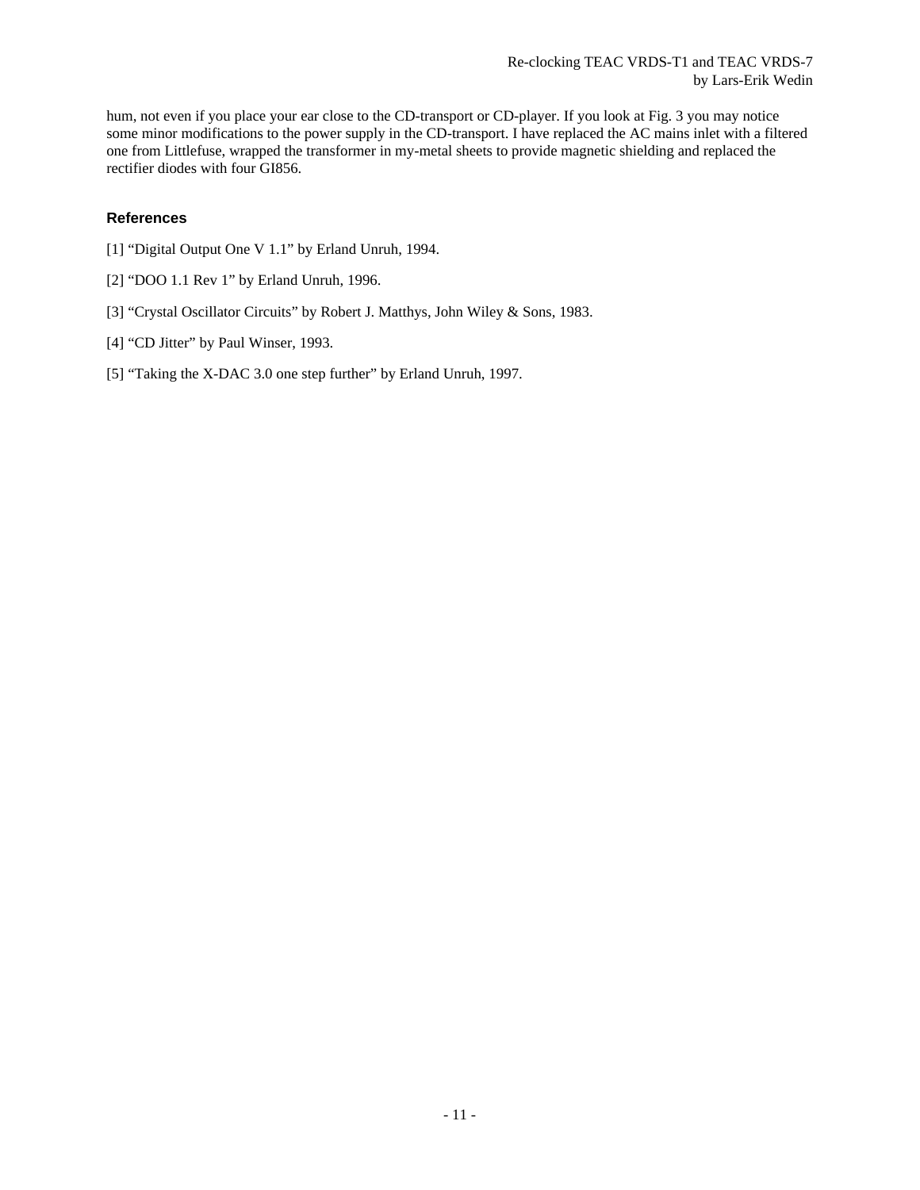hum, not even if you place your ear close to the CD-transport or CD-player. If you look at Fig. 3 you may notice some minor modifications to the power supply in the CD-transport. I have replaced the AC mains inlet with a filtered one from Littlefuse, wrapped the transformer in my-metal sheets to provide magnetic shielding and replaced the rectifier diodes with four GI856.

### References

[1] “Digital Output One V 1.1” by Erland Unruh, 1994.

[2] “DOO 1.1 Rev 1” by Erland Unruh, 1996.

[3] “Crystal Oscillator Circuits” by Robert J. Matthys, John Wiley & Sons, 1983.

[4] “CD Jitter” by Paul Winser, 1993.

[5] “Taking the X-DAC 3.0 one step further” by Erland Unruh, 1997.